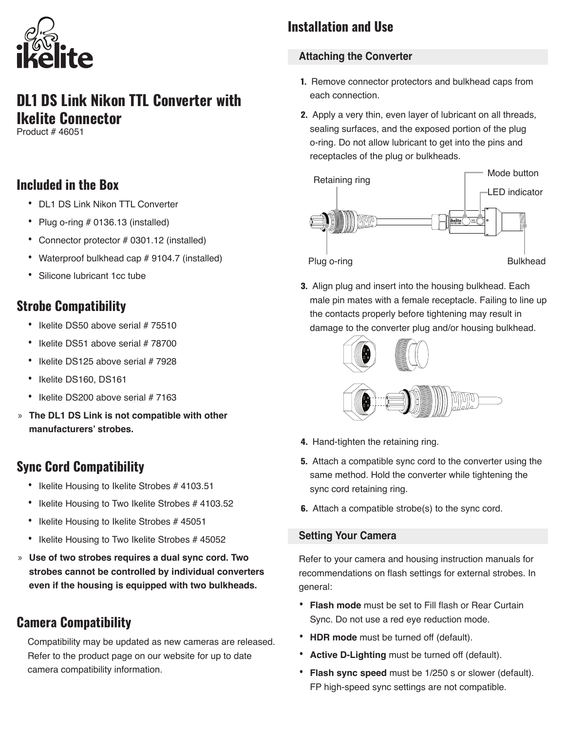ikelite

# DL1 DS Link Nikon TTL Converter with Ikelite Connector

Product # 46051

## Included in the Box

- DL1 DS Link Nikon TTL Converter
- Plug o-ring # 0136.13 (installed)
- Connector protector # 0301.12 (installed)
- Waterproof bulkhead cap # 9104.7 (installed)
- Silicone lubricant 1cc tube

## Strobe Compatibility

- Ikelite DS50 above serial # 75510
- Ikelite DS51 above serial # 78700
- Ikelite DS125 above serial # 7928
- Ikelite DS160, DS161
- Ikelite DS200 above serial # 7163

» **The DL1 DS Link is not compatible with other manufacturers' strobes.**

## Sync Cord Compatibility

- Ikelite Housing to Ikelite Strobes # 4103.51
- Ikelite Housing to Two Ikelite Strobes # 4103.52
- Ikelite Housing to Ikelite Strobes # 45051
- Ikelite Housing to Two Ikelite Strobes # 45052

» **Use of two strobes requires a dual sync cord. Two strobes cannot be controlled by individual converters even if the housing is equipped with two bulkheads.**

## Camera Compatibility

Compatibility may be updated as new cameras are released. Refer to the product page on our website for up to date camera compatibility information.

## Installation and Use

### Attaching the Converter

1. Remove connector protectors and bulkhead caps from each connection.
2. Apply a very thin, even layer of lubricant on all threads, sealing surfaces, and the exposed portion of the plug o-ring. Do not allow lubricant to get into the pins and receptacles of the plug or bulkheads.

Retaining ring — Mode button — LED indicator — Plug o-ring — Bulkhead

3. Align plug and insert into the housing bulkhead. Each male pin mates with a female receptacle. Failing to line up the contacts properly before tightening may result in damage to the converter plug and/or housing bulkhead.
4. Hand-tighten the retaining ring.
5. Attach a compatible sync cord to the converter using the same method. Hold the converter while tightening the sync cord retaining ring.
6. Attach a compatible strobe(s) to the sync cord.

### Setting Your Camera

Refer to your camera and housing instruction manuals for recommendations on flash settings for external strobes. In general:

- **Flash mode** must be set to Fill flash or Rear Curtain Sync. Do not use a red eye reduction mode.
- **HDR mode** must be turned off (default).
- **Active D-Lighting** must be turned off (default).
- **Flash sync speed** must be 1/250 s or slower (default). FP high-speed sync settings are not compatible.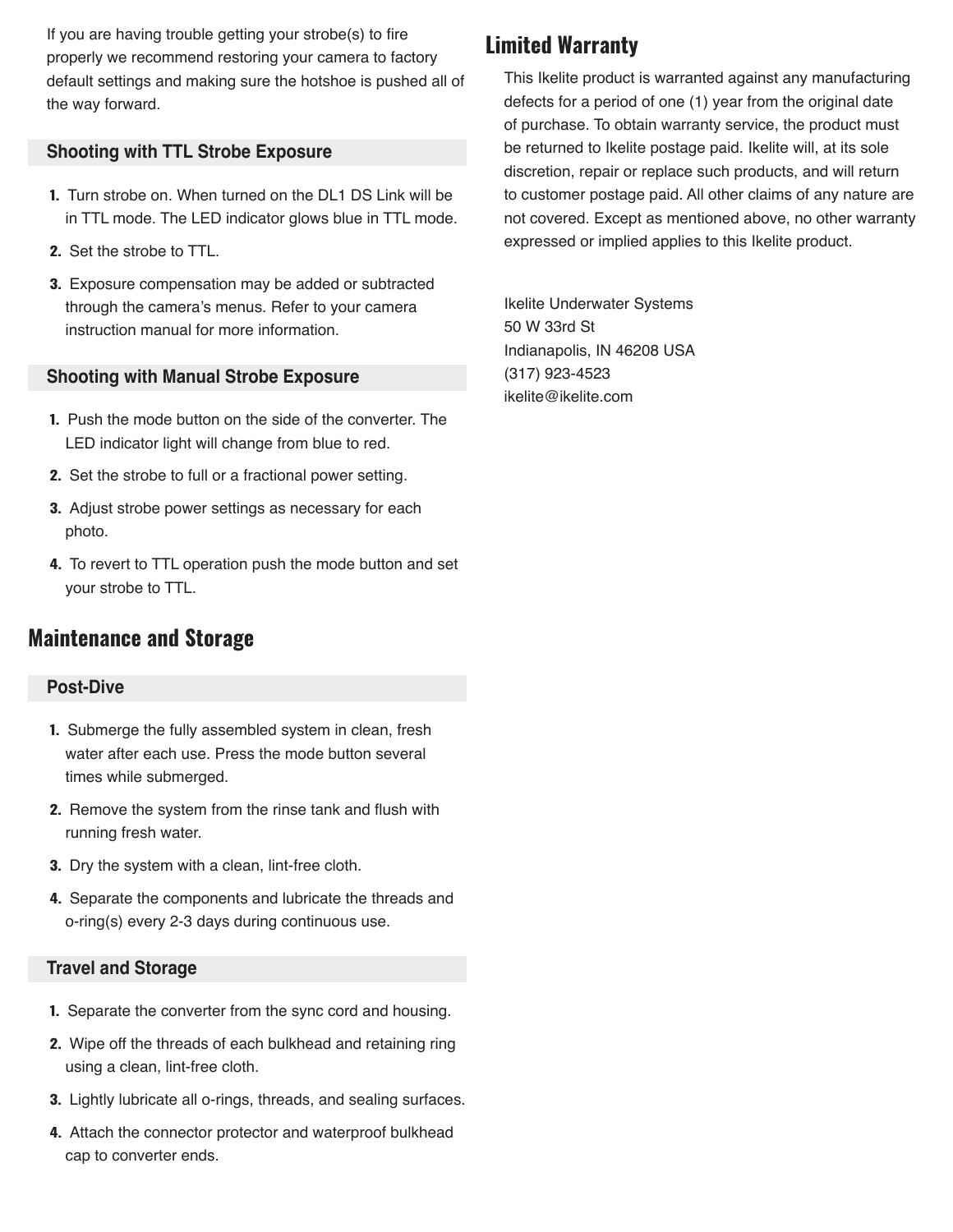If you are having trouble getting your strobe(s) to fire properly we recommend restoring your camera to factory default settings and making sure the hotshoe is pushed all of the way forward.

### Shooting with TTL Strobe Exposure

1. Turn strobe on. When turned on the DL1 DS Link will be in TTL mode. The LED indicator glows blue in TTL mode.
2. Set the strobe to TTL.
3. Exposure compensation may be added or subtracted through the camera's menus. Refer to your camera instruction manual for more information.

### Shooting with Manual Strobe Exposure

1. Push the mode button on the side of the converter. The LED indicator light will change from blue to red.
2. Set the strobe to full or a fractional power setting.
3. Adjust strobe power settings as necessary for each photo.
4. To revert to TTL operation push the mode button and set your strobe to TTL.

## Maintenance and Storage

### Post-Dive

1. Submerge the fully assembled system in clean, fresh water after each use. Press the mode button several times while submerged.
2. Remove the system from the rinse tank and flush with running fresh water.
3. Dry the system with a clean, lint-free cloth.
4. Separate the components and lubricate the threads and o-ring(s) every 2-3 days during continuous use.

### Travel and Storage

1. Separate the converter from the sync cord and housing.
2. Wipe off the threads of each bulkhead and retaining ring using a clean, lint-free cloth.
3. Lightly lubricate all o-rings, threads, and sealing surfaces.
4. Attach the connector protector and waterproof bulkhead cap to converter ends.

## Limited Warranty

This Ikelite product is warranted against any manufacturing defects for a period of one (1) year from the original date of purchase. To obtain warranty service, the product must be returned to Ikelite postage paid. Ikelite will, at its sole discretion, repair or replace such products, and will return to customer postage paid. All other claims of any nature are not covered. Except as mentioned above, no other warranty expressed or implied applies to this Ikelite product.

Ikelite Underwater Systems
50 W 33rd St
Indianapolis, IN 46208 USA
(317) 923-4523
ikelite@ikelite.com